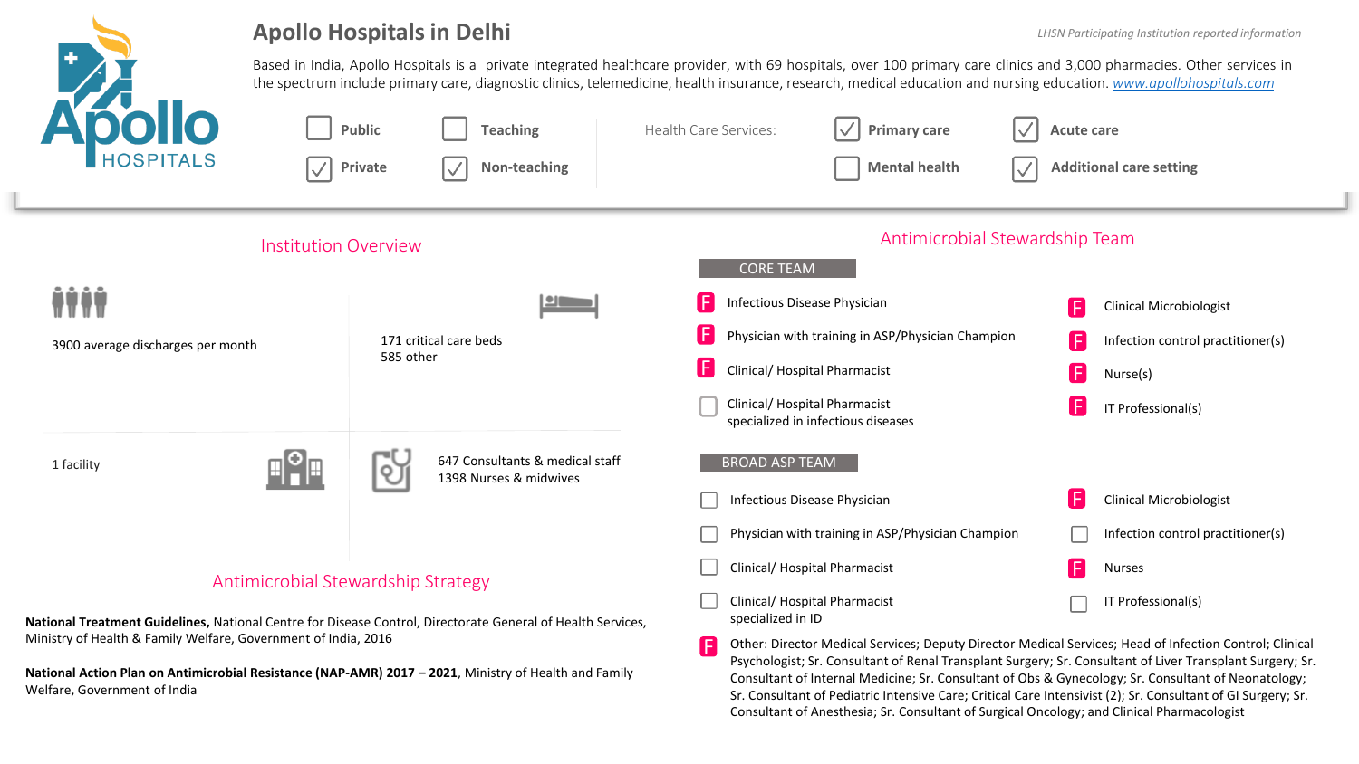# Apollo Hospitals in Delhi

*LHSN Participating Institution reported information*

Based in India, Apollo Hospitals is a private integrated healthcare provider, with 69 hospitals, over 100 primary care clinics and 3,000 pharmacies. Other services in the spectrum include primary care, diagnostic clinics, telemedicine, health insurance, research, medical education and nursing education. www.apollohospitals.com

- [ ] Public
- [x] Private
- [ ] Teaching
- [x] Non-teaching

Health Care Services:

- [x] Primary care
- [ ] Mental health
- [x] Acute care
- [x] Additional care setting

## Institution Overview

3900 average discharges per month

171 critical care beds
585 other

1 facility

647 Consultants & medical staff
1398 Nurses & midwives

## Antimicrobial Stewardship Strategy

**National Treatment Guidelines,** National Centre for Disease Control, Directorate General of Health Services, Ministry of Health & Family Welfare, Government of India, 2016

**National Action Plan on Antimicrobial Resistance (NAP-AMR) 2017 – 2021**, Ministry of Health and Family Welfare, Government of India

## Antimicrobial Stewardship Team

### CORE TEAM

- [F] Infectious Disease Physician
- [F] Physician with training in ASP/Physician Champion
- [F] Clinical/ Hospital Pharmacist
- [ ] Clinical/ Hospital Pharmacist specialized in infectious diseases
- [F] Clinical Microbiologist
- [F] Infection control practitioner(s)
- [F] Nurse(s)
- [F] IT Professional(s)

### BROAD ASP TEAM

- [ ] Infectious Disease Physician
- [ ] Physician with training in ASP/Physician Champion
- [ ] Clinical/ Hospital Pharmacist
- [ ] Clinical/ Hospital Pharmacist specialized in ID
- [F] Clinical Microbiologist
- [ ] Infection control practitioner(s)
- [F] Nurses
- [ ] IT Professional(s)
- [F] Other: Director Medical Services; Deputy Director Medical Services; Head of Infection Control; Clinical Psychologist; Sr. Consultant of Renal Transplant Surgery; Sr. Consultant of Liver Transplant Surgery; Sr. Consultant of Internal Medicine; Sr. Consultant of Obs & Gynecology; Sr. Consultant of Neonatology; Sr. Consultant of Pediatric Intensive Care; Critical Care Intensivist (2); Sr. Consultant of GI Surgery; Sr. Consultant of Anesthesia; Sr. Consultant of Surgical Oncology; and Clinical Pharmacologist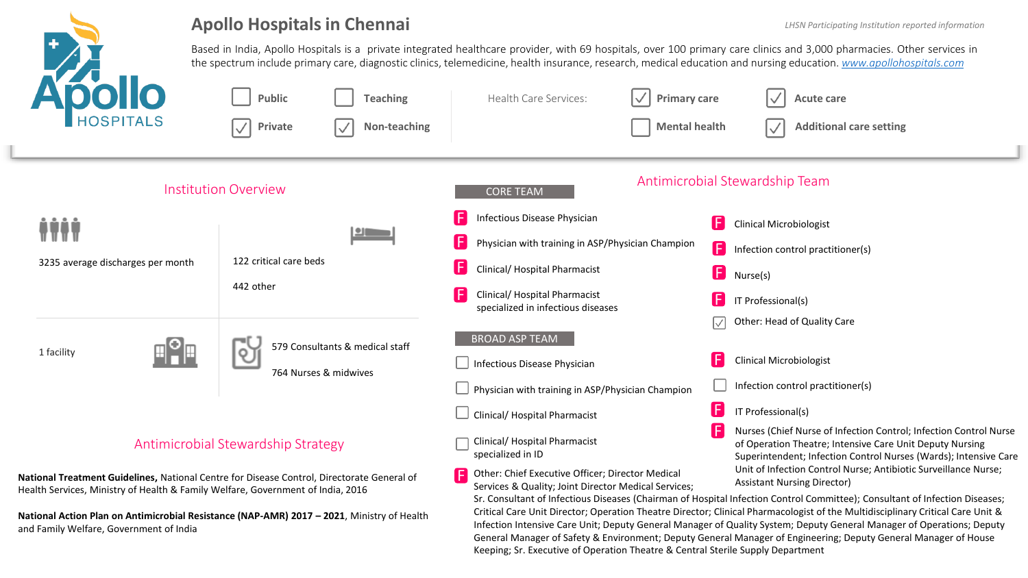# Apollo Hospitals in Chennai

*LHSN Participating Institution reported information*

Based in India, Apollo Hospitals is a private integrated healthcare provider, with 69 hospitals, over 100 primary care clinics and 3,000 pharmacies. Other services in the spectrum include primary care, diagnostic clinics, telemedicine, health insurance, research, medical education and nursing education. www.apollohospitals.com

- ☐ Public
- ☑ Private
- ☐ Teaching
- ☑ Non-teaching

Health Care Services:

- ☑ Primary care
- ☐ Mental health
- ☑ Acute care
- ☑ Additional care setting

## Institution Overview

- 3235 average discharges per month
- 122 critical care beds
- 442 other
- 1 facility
- 579 Consultants & medical staff
- 764 Nurses & midwives

## Antimicrobial Stewardship Strategy

**National Treatment Guidelines,** National Centre for Disease Control, Directorate General of Health Services, Ministry of Health & Family Welfare, Government of India, 2016

**National Action Plan on Antimicrobial Resistance (NAP-AMR) 2017 – 2021**, Ministry of Health and Family Welfare, Government of India

## Antimicrobial Stewardship Team

### CORE TEAM

- F Infectious Disease Physician
- F Physician with training in ASP/Physician Champion
- F Clinical/ Hospital Pharmacist
- F Clinical/ Hospital Pharmacist specialized in infectious diseases
- F Clinical Microbiologist
- F Infection control practitioner(s)
- F Nurse(s)
- F IT Professional(s)
- ☑ Other: Head of Quality Care

### BROAD ASP TEAM

- ☐ Infectious Disease Physician
- ☐ Physician with training in ASP/Physician Champion
- ☐ Clinical/ Hospital Pharmacist
- ☐ Clinical/ Hospital Pharmacist specialized in ID
- F Other: Chief Executive Officer; Director Medical Services & Quality; Joint Director Medical Services; Sr. Consultant of Infectious Diseases (Chairman of Hospital Infection Control Committee); Consultant of Infection Diseases; Critical Care Unit Director; Operation Theatre Director; Clinical Pharmacologist of the Multidisciplinary Critical Care Unit & Infection Intensive Care Unit; Deputy General Manager of Quality System; Deputy General Manager of Operations; Deputy General Manager of Safety & Environment; Deputy General Manager of Engineering; Deputy General Manager of House Keeping; Sr. Executive of Operation Theatre & Central Sterile Supply Department
- F Clinical Microbiologist
- ☐ Infection control practitioner(s)
- F IT Professional(s)
- F Nurses (Chief Nurse of Infection Control; Infection Control Nurse of Operation Theatre; Intensive Care Unit Deputy Nursing Superintendent; Infection Control Nurses (Wards); Intensive Care Unit of Infection Control Nurse; Antibiotic Surveillance Nurse; Assistant Nursing Director)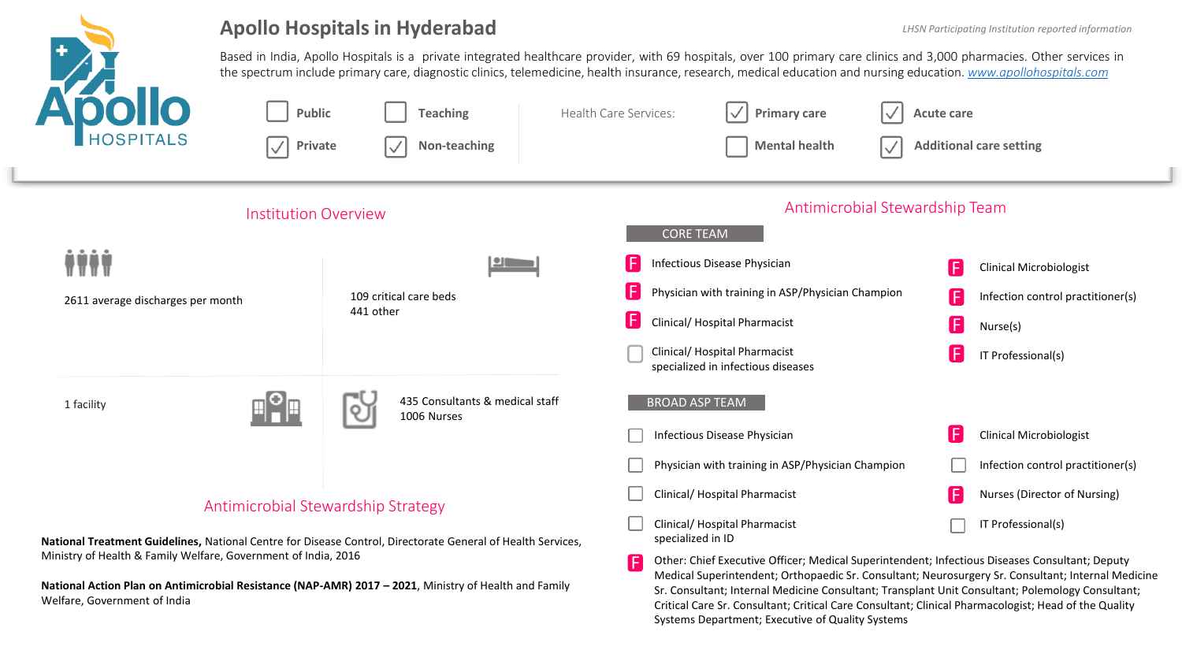# Apollo Hospitals in Hyderabad

*LHSN Participating Institution reported information*

Based in India, Apollo Hospitals is a private integrated healthcare provider, with 69 hospitals, over 100 primary care clinics and 3,000 pharmacies. Other services in the spectrum include primary care, diagnostic clinics, telemedicine, health insurance, research, medical education and nursing education. www.apollohospitals.com

- [ ] Public
- [x] Private
- [ ] Teaching
- [x] Non-teaching

Health Care Services:

- [x] Primary care
- [x] Acute care
- [ ] Mental health
- [x] Additional care setting

## Institution Overview

2611 average discharges per month

109 critical care beds
441 other

1 facility

435 Consultants & medical staff
1006 Nurses

## Antimicrobial Stewardship Strategy

**National Treatment Guidelines,** National Centre for Disease Control, Directorate General of Health Services, Ministry of Health & Family Welfare, Government of India, 2016

**National Action Plan on Antimicrobial Resistance (NAP-AMR) 2017 – 2021**, Ministry of Health and Family Welfare, Government of India

## Antimicrobial Stewardship Team

### CORE TEAM

- F Infectious Disease Physician
- F Physician with training in ASP/Physician Champion
- F Clinical/ Hospital Pharmacist
- [ ] Clinical/ Hospital Pharmacist specialized in infectious diseases
- F Clinical Microbiologist
- F Infection control practitioner(s)
- F Nurse(s)
- F IT Professional(s)

### BROAD ASP TEAM

- [ ] Infectious Disease Physician
- [ ] Physician with training in ASP/Physician Champion
- [ ] Clinical/ Hospital Pharmacist
- [ ] Clinical/ Hospital Pharmacist specialized in ID
- F Clinical Microbiologist
- [ ] Infection control practitioner(s)
- F Nurses (Director of Nursing)
- [ ] IT Professional(s)
- F Other: Chief Executive Officer; Medical Superintendent; Infectious Diseases Consultant; Deputy Medical Superintendent; Orthopaedic Sr. Consultant; Neurosurgery Sr. Consultant; Internal Medicine Sr. Consultant; Internal Medicine Consultant; Transplant Unit Consultant; Polemology Consultant; Critical Care Sr. Consultant; Critical Care Consultant; Clinical Pharmacologist; Head of the Quality Systems Department; Executive of Quality Systems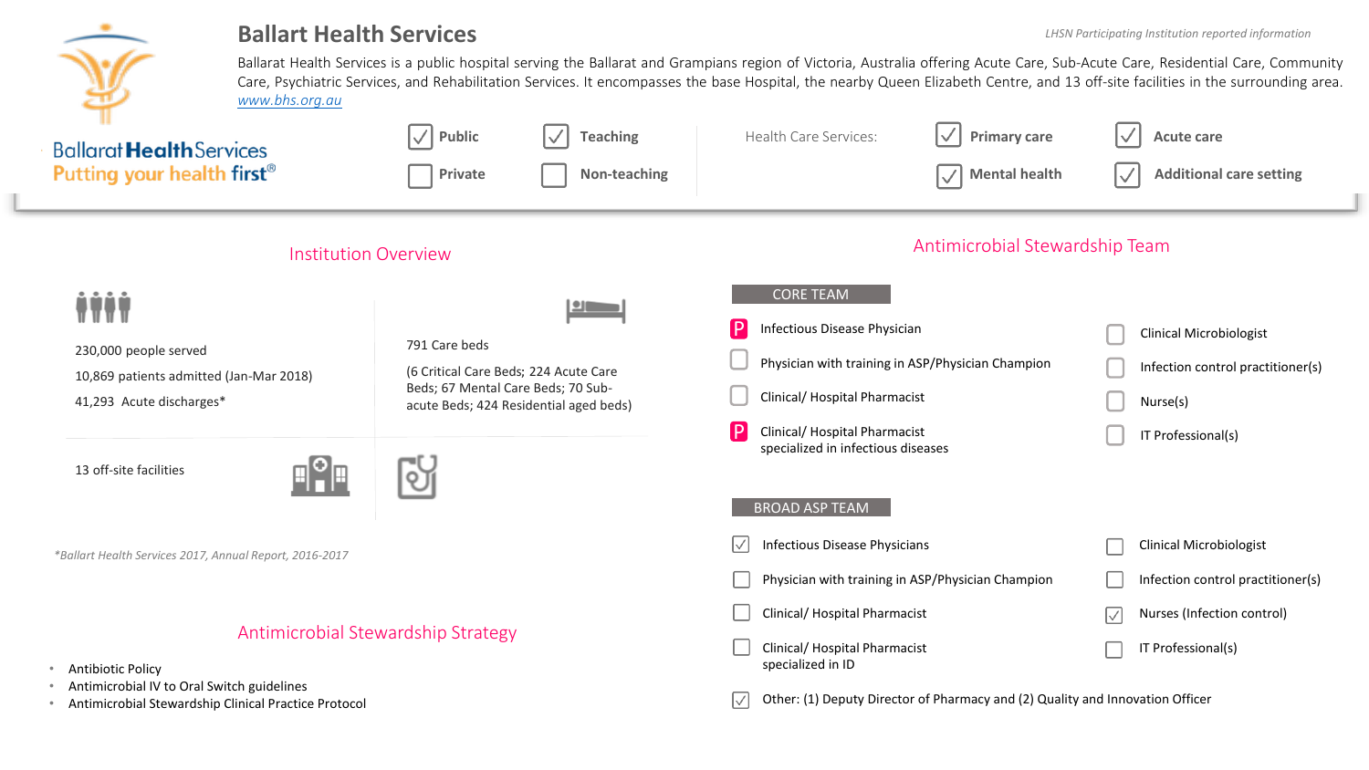# Ballart Health Services

*LHSN Participating Institution reported information*

Ballarat Health Services is a public hospital serving the Ballarat and Grampians region of Victoria, Australia offering Acute Care, Sub-Acute Care, Residential Care, Community Care, Psychiatric Services, and Rehabilitation Services. It encompasses the base Hospital, the nearby Queen Elizabeth Centre, and 13 off-site facilities in the surrounding area. [www.bhs.org.au](http://www.bhs.org.au)

BallaratHealthServices
Putting your health first®

- ☑ Public
- ☐ Private
- ☑ Teaching
- ☐ Non-teaching

Health Care Services:

- ☑ Primary care
- ☑ Mental health
- ☑ Acute care
- ☑ Additional care setting

## Institution Overview

230,000 people served

10,869 patients admitted (Jan-Mar 2018)

41,293 Acute discharges*

791 Care beds

(6 Critical Care Beds; 224 Acute Care Beds; 67 Mental Care Beds; 70 Sub-acute Beds; 424 Residential aged beds)

13 off-site facilities

*\*Ballart Health Services 2017, Annual Report, 2016-2017*

## Antimicrobial Stewardship Strategy

- Antibiotic Policy
- Antimicrobial IV to Oral Switch guidelines
- Antimicrobial Stewardship Clinical Practice Protocol

## Antimicrobial Stewardship Team

### CORE TEAM

- P Infectious Disease Physician
- ☐ Physician with training in ASP/Physician Champion
- ☐ Clinical/ Hospital Pharmacist
- P Clinical/ Hospital Pharmacist specialized in infectious diseases
- ☐ Clinical Microbiologist
- ☐ Infection control practitioner(s)
- ☐ Nurse(s)
- ☐ IT Professional(s)

### BROAD ASP TEAM

- ☑ Infectious Disease Physicians
- ☐ Physician with training in ASP/Physician Champion
- ☐ Clinical/ Hospital Pharmacist
- ☐ Clinical/ Hospital Pharmacist specialized in ID
- ☐ Clinical Microbiologist
- ☐ Infection control practitioner(s)
- ☑ Nurses (Infection control)
- ☐ IT Professional(s)
- ☑ Other: (1) Deputy Director of Pharmacy and (2) Quality and Innovation Officer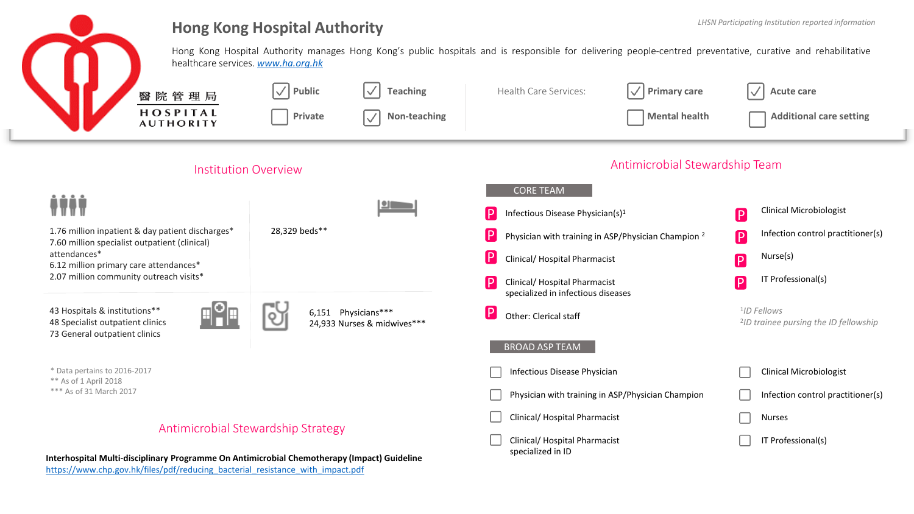*LHSN Participating Institution reported information*

# Hong Kong Hospital Authority

醫院管理局
HOSPITAL AUTHORITY

Hong Kong Hospital Authority manages Hong Kong's public hospitals and is responsible for delivering people-centred preventative, curative and rehabilitative healthcare services. [www.ha.org.hk](http://www.ha.org.hk)

- [x] Public
- [ ] Private
- [x] Teaching
- [x] Non-teaching

Health Care Services:

- [x] Primary care
- [x] Acute care
- [ ] Mental health
- [ ] Additional care setting

## Institution Overview

1.76 million inpatient & day patient discharges*
7.60 million specialist outpatient (clinical) attendances*
6.12 million primary care attendances*
2.07 million community outreach visits*

28,329 beds**

43 Hospitals & institutions**
48 Specialist outpatient clinics
73 General outpatient clinics

6,151 Physicians***
24,933 Nurses & midwives***

\* Data pertains to 2016-2017
** As of 1 April 2018
*** As of 31 March 2017

## Antimicrobial Stewardship Strategy

**Interhospital Multi-disciplinary Programme On Antimicrobial Chemotherapy (Impact) Guideline**
[https://www.chp.gov.hk/files/pdf/reducing_bacterial_resistance_with_impact.pdf](https://www.chp.gov.hk/files/pdf/reducing_bacterial_resistance_with_impact.pdf)

## Antimicrobial Stewardship Team

### CORE TEAM

- P Infectious Disease Physician(s)[1]
- P Physician with training in ASP/Physician Champion [2]
- P Clinical/ Hospital Pharmacist
- P Clinical/ Hospital Pharmacist specialized in infectious diseases
- P Other: Clerical staff
- P Clinical Microbiologist
- P Infection control practitioner(s)
- P Nurse(s)
- P IT Professional(s)

*[1]ID Fellows*
*[2]ID trainee pursing the ID fellowship*

### BROAD ASP TEAM

- [ ] Infectious Disease Physician
- [ ] Physician with training in ASP/Physician Champion
- [ ] Clinical/ Hospital Pharmacist
- [ ] Clinical/ Hospital Pharmacist specialized in ID
- [ ] Clinical Microbiologist
- [ ] Infection control practitioner(s)
- [ ] Nurses
- [ ] IT Professional(s)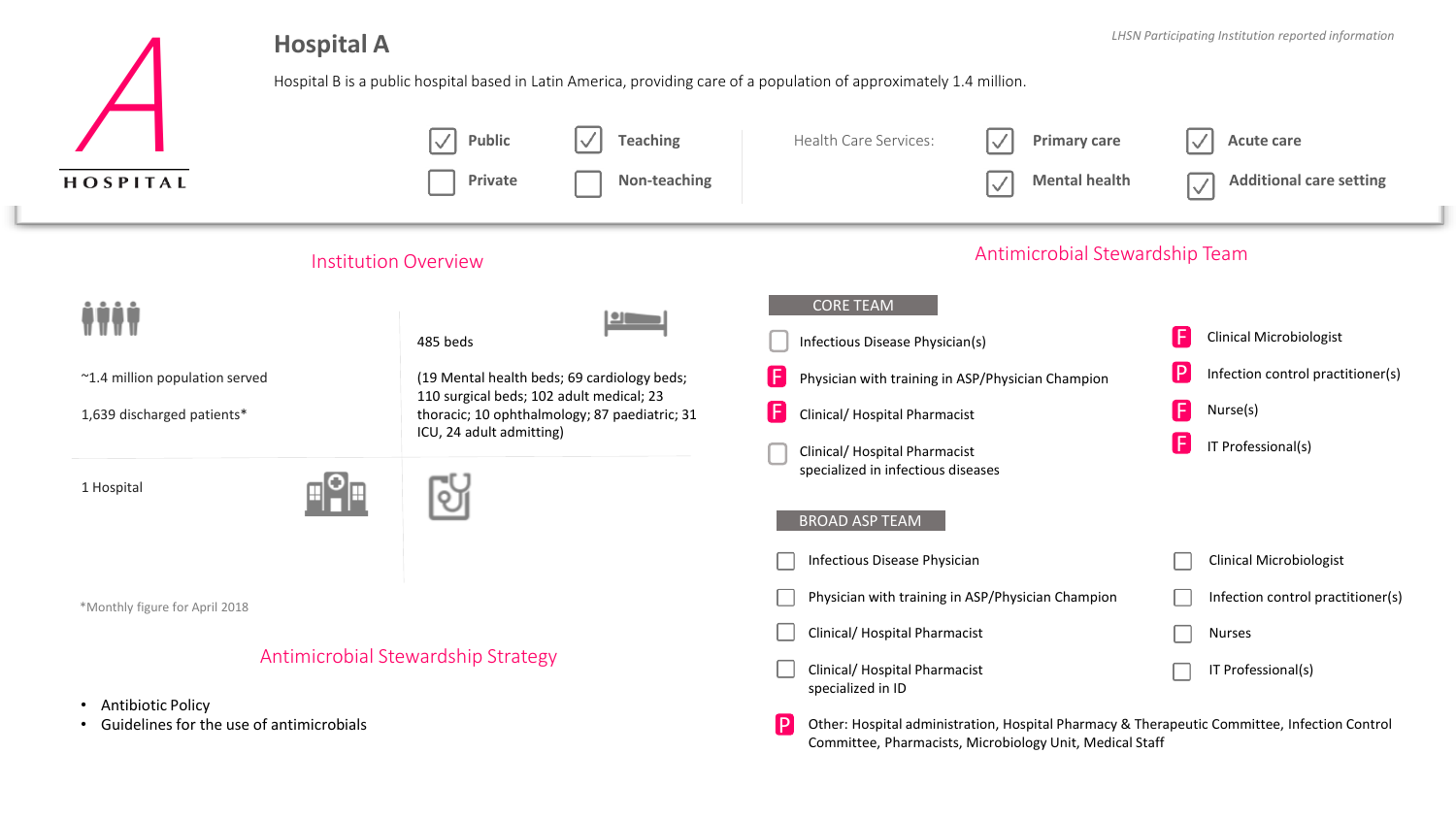*LHSN Participating Institution reported information*

# Hospital A

Hospital B is a public hospital based in Latin America, providing care of a population of approximately 1.4 million.

- [x] Public
- [ ] Private
- [x] Teaching
- [ ] Non-teaching

Health Care Services:

- [x] Primary care
- [x] Mental health
- [x] Acute care
- [x] Additional care setting

## Institution Overview

~1.4 million population served

1,639 discharged patients*

485 beds

(19 Mental health beds; 69 cardiology beds; 110 surgical beds; 102 adult medical; 23 thoracic; 10 ophthalmology; 87 paediatric; 31 ICU, 24 adult admitting)

1 Hospital

*Monthly figure for April 2018

## Antimicrobial Stewardship Strategy

- Antibiotic Policy
- Guidelines for the use of antimicrobials

## Antimicrobial Stewardship Team

### CORE TEAM

- [ ] Infectious Disease Physician(s)
- F Physician with training in ASP/Physician Champion
- F Clinical/ Hospital Pharmacist
- [ ] Clinical/ Hospital Pharmacist specialized in infectious diseases
- F Clinical Microbiologist
- P Infection control practitioner(s)
- F Nurse(s)
- F IT Professional(s)

### BROAD ASP TEAM

- [ ] Infectious Disease Physician
- [ ] Physician with training in ASP/Physician Champion
- [ ] Clinical/ Hospital Pharmacist
- [ ] Clinical/ Hospital Pharmacist specialized in ID
- [ ] Clinical Microbiologist
- [ ] Infection control practitioner(s)
- [ ] Nurses
- [ ] IT Professional(s)
- P Other: Hospital administration, Hospital Pharmacy & Therapeutic Committee, Infection Control Committee, Pharmacists, Microbiology Unit, Medical Staff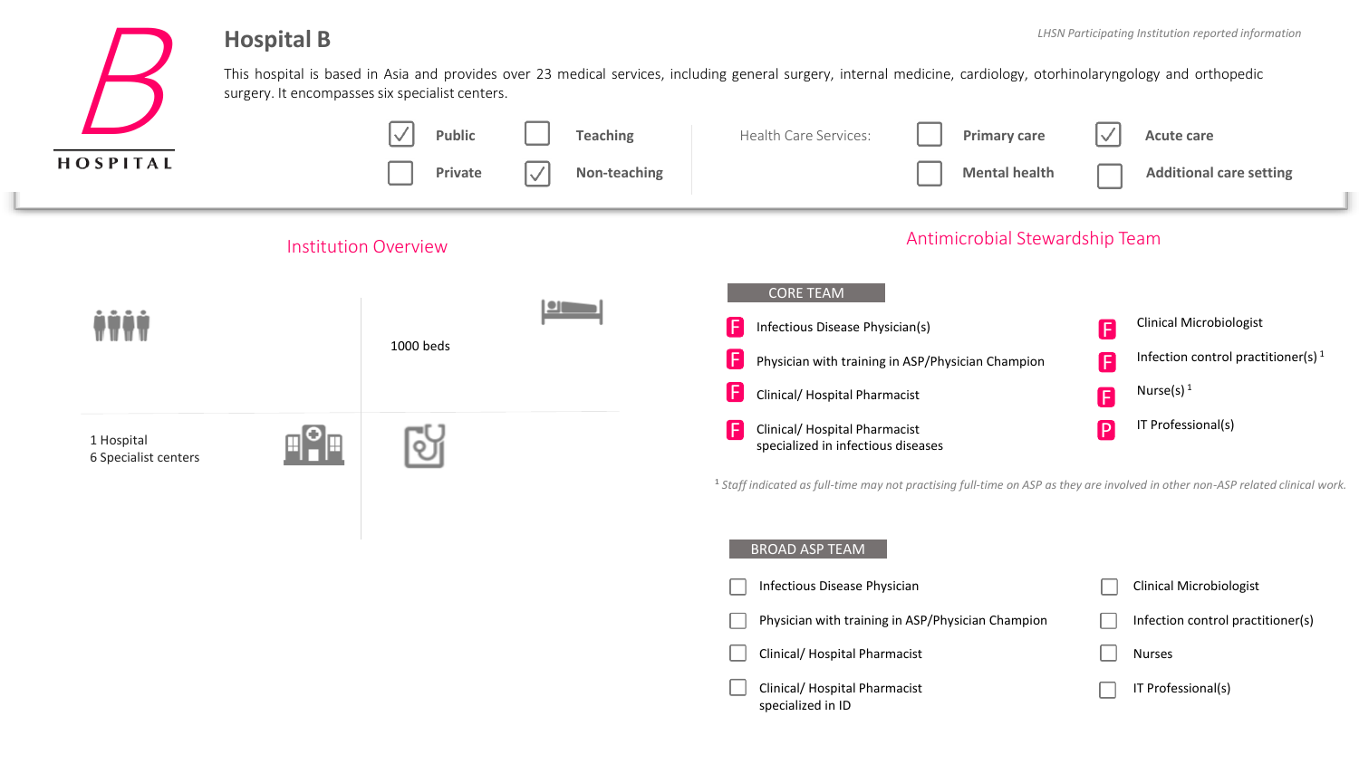# Hospital B

*LHSN Participating Institution reported information*

This hospital is based in Asia and provides over 23 medical services, including general surgery, internal medicine, cardiology, otorhinolaryngology and orthopedic surgery. It encompasses six specialist centers.

- [x] Public
- [ ] Private
- [ ] Teaching
- [x] Non-teaching

Health Care Services:

- [ ] Primary care
- [ ] Mental health
- [x] Acute care
- [ ] Additional care setting

## Institution Overview

1000 beds

1 Hospital
6 Specialist centers

## Antimicrobial Stewardship Team

### CORE TEAM

| Role | Status |
|---|---|
| Infectious Disease Physician(s) | F |
| Physician with training in ASP/Physician Champion | F |
| Clinical/ Hospital Pharmacist | F |
| Clinical/ Hospital Pharmacist specialized in infectious diseases | F |
| Clinical Microbiologist | F |
| Infection control practitioner(s) [1] | F |
| Nurse(s) [1] | F |
| IT Professional(s) | P |

[1] *Staff indicated as full-time may not practising full-time on ASP as they are involved in other non-ASP related clinical work.*

### BROAD ASP TEAM

- [ ] Infectious Disease Physician
- [ ] Physician with training in ASP/Physician Champion
- [ ] Clinical/ Hospital Pharmacist
- [ ] Clinical/ Hospital Pharmacist specialized in ID
- [ ] Clinical Microbiologist
- [ ] Infection control practitioner(s)
- [ ] Nurses
- [ ] IT Professional(s)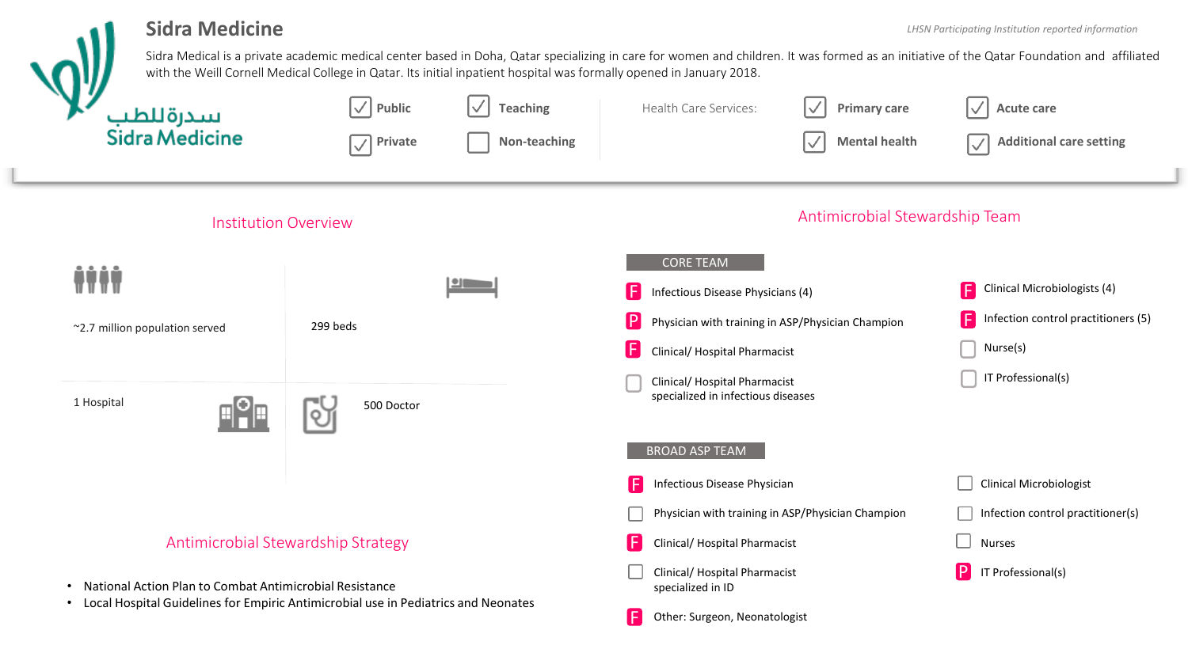# Sidra Medicine

*LHSN Participating Institution reported information*

Sidra Medical is a private academic medical center based in Doha, Qatar specializing in care for women and children. It was formed as an initiative of the Qatar Foundation and affiliated with the Weill Cornell Medical College in Qatar. Its initial inpatient hospital was formally opened in January 2018.

سدرة للطب
Sidra Medicine

- [x] Public
- [x] Private
- [x] Teaching
- [ ] Non-teaching

Health Care Services:

- [x] Primary care
- [x] Mental health
- [x] Acute care
- [x] Additional care setting

## Institution Overview

- ~2.7 million population served
- 299 beds
- 1 Hospital
- 500 Doctor

## Antimicrobial Stewardship Strategy

- National Action Plan to Combat Antimicrobial Resistance
- Local Hospital Guidelines for Empiric Antimicrobial use in Pediatrics and Neonates

## Antimicrobial Stewardship Team

### CORE TEAM

- F Infectious Disease Physicians (4)
- P Physician with training in ASP/Physician Champion
- F Clinical/ Hospital Pharmacist
- [ ] Clinical/ Hospital Pharmacist specialized in infectious diseases
- F Clinical Microbiologists (4)
- F Infection control practitioners (5)
- [ ] Nurse(s)
- [ ] IT Professional(s)

### BROAD ASP TEAM

- F Infectious Disease Physician
- [ ] Physician with training in ASP/Physician Champion
- F Clinical/ Hospital Pharmacist
- [ ] Clinical/ Hospital Pharmacist specialized in ID
- F Other: Surgeon, Neonatologist
- [ ] Clinical Microbiologist
- [ ] Infection control practitioner(s)
- [ ] Nurses
- P IT Professional(s)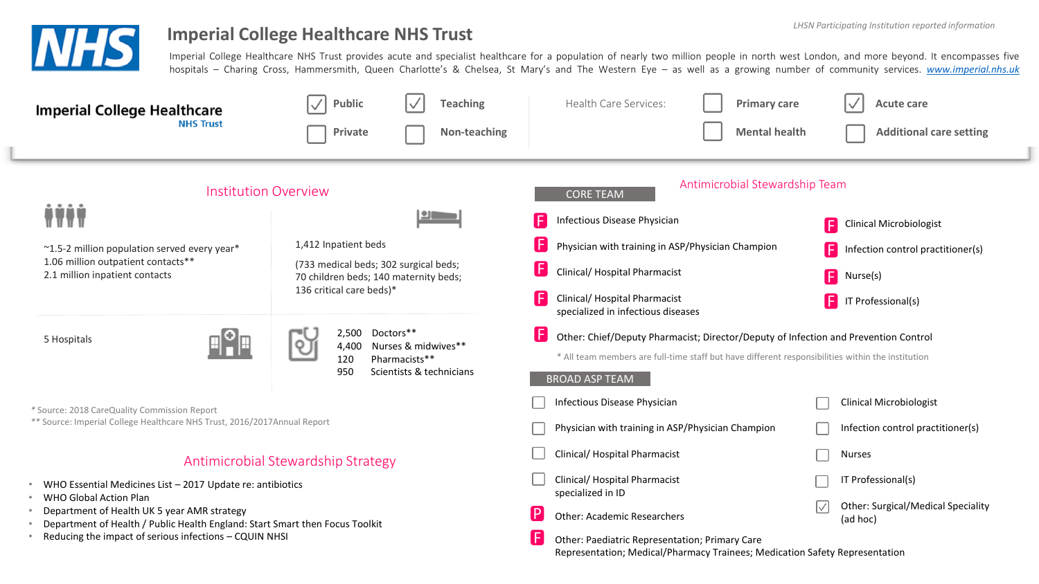*LHSN Participating Institution reported information*

# Imperial College Healthcare NHS Trust

Imperial College Healthcare NHS Trust provides acute and specialist healthcare for a population of nearly two million people in north west London, and more beyond. It encompasses five hospitals – Charing Cross, Hammersmith, Queen Charlotte's & Chelsea, St Mary's and The Western Eye – as well as a growing number of community services. www.imperial.nhs.uk

**Imperial College Healthcare NHS Trust**

- [x] Public
- [ ] Private
- [x] Teaching
- [ ] Non-teaching

Health Care Services:

- [ ] Primary care
- [ ] Mental health
- [x] Acute care
- [ ] Additional care setting

## Institution Overview

~1.5-2 million population served every year*
1.06 million outpatient contacts**
2.1 million inpatient contacts

1,412 Inpatient beds

(733 medical beds; 302 surgical beds; 70 children beds; 140 maternity beds; 136 critical care beds)*

5 Hospitals

| | |
|---|---|
| 2,500 | Doctors** |
| 4,400 | Nurses & midwives** |
| 120 | Pharmacists** |
| 950 | Scientists & technicians |

\* Source: 2018 CareQuality Commission Report
\** Source: Imperial College Healthcare NHS Trust, 2016/2017Annual Report

## Antimicrobial Stewardship Strategy

- WHO Essential Medicines List – 2017 Update re: antibiotics
- WHO Global Action Plan
- Department of Health UK 5 year AMR strategy
- Department of Health / Public Health England: Start Smart then Focus Toolkit
- Reducing the impact of serious infections – CQUIN NHSI

## Antimicrobial Stewardship Team

### CORE TEAM

- F Infectious Disease Physician
- F Physician with training in ASP/Physician Champion
- F Clinical/ Hospital Pharmacist
- F Clinical/ Hospital Pharmacist specialized in infectious diseases
- F Clinical Microbiologist
- F Infection control practitioner(s)
- F Nurse(s)
- F IT Professional(s)
- F Other: Chief/Deputy Pharmacist; Director/Deputy of Infection and Prevention Control

\* All team members are full-time staff but have different responsibilities within the institution

### BROAD ASP TEAM

- [ ] Infectious Disease Physician
- [ ] Physician with training in ASP/Physician Champion
- [ ] Clinical/ Hospital Pharmacist
- [ ] Clinical/ Hospital Pharmacist specialized in ID
- P Other: Academic Researchers
- F Other: Paediatric Representation; Primary Care Representation; Medical/Pharmacy Trainees; Medication Safety Representation
- [ ] Clinical Microbiologist
- [ ] Infection control practitioner(s)
- [ ] Nurses
- [ ] IT Professional(s)
- [x] Other: Surgical/Medical Speciality (ad hoc)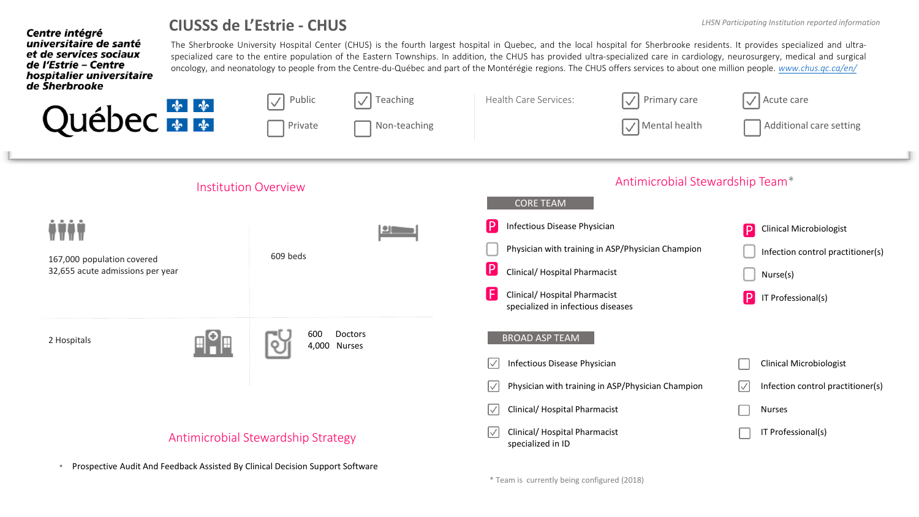*LHSN Participating Institution reported information*

**Centre intégré universitaire de santé et de services sociaux de l'Estrie – Centre hospitalier universitaire de Sherbrooke**

Québec

# CIUSSS de L'Estrie - CHUS

The Sherbrooke University Hospital Center (CHUS) is the fourth largest hospital in Quebec, and the local hospital for Sherbrooke residents. It provides specialized and ultra-specialized care to the entire population of the Eastern Townships. In addition, the CHUS has provided ultra-specialized care in cardiology, neurosurgery, medical and surgical oncology, and neonatology to people from the Centre-du-Québec and part of the Montérégie regions. The CHUS offers services to about one million people. www.chus.qc.ca/en/

- [x] Public
- [ ] Private
- [x] Teaching
- [ ] Non-teaching

Health Care Services:

- [x] Primary care
- [x] Mental health
- [x] Acute care
- [ ] Additional care setting

## Institution Overview

167,000 population covered
32,655 acute admissions per year

609 beds

2 Hospitals

600 Doctors
4,000 Nurses

## Antimicrobial Stewardship Strategy

- Prospective Audit And Feedback Assisted By Clinical Decision Support Software

## Antimicrobial Stewardship Team*

### CORE TEAM

- P Infectious Disease Physician
- [ ] Physician with training in ASP/Physician Champion
- P Clinical/ Hospital Pharmacist
- F Clinical/ Hospital Pharmacist specialized in infectious diseases
- P Clinical Microbiologist
- [ ] Infection control practitioner(s)
- [ ] Nurse(s)
- P IT Professional(s)

### BROAD ASP TEAM

- [x] Infectious Disease Physician
- [x] Physician with training in ASP/Physician Champion
- [x] Clinical/ Hospital Pharmacist
- [x] Clinical/ Hospital Pharmacist specialized in ID
- [ ] Clinical Microbiologist
- [x] Infection control practitioner(s)
- [ ] Nurses
- [ ] IT Professional(s)

\* Team is currently being configured (2018)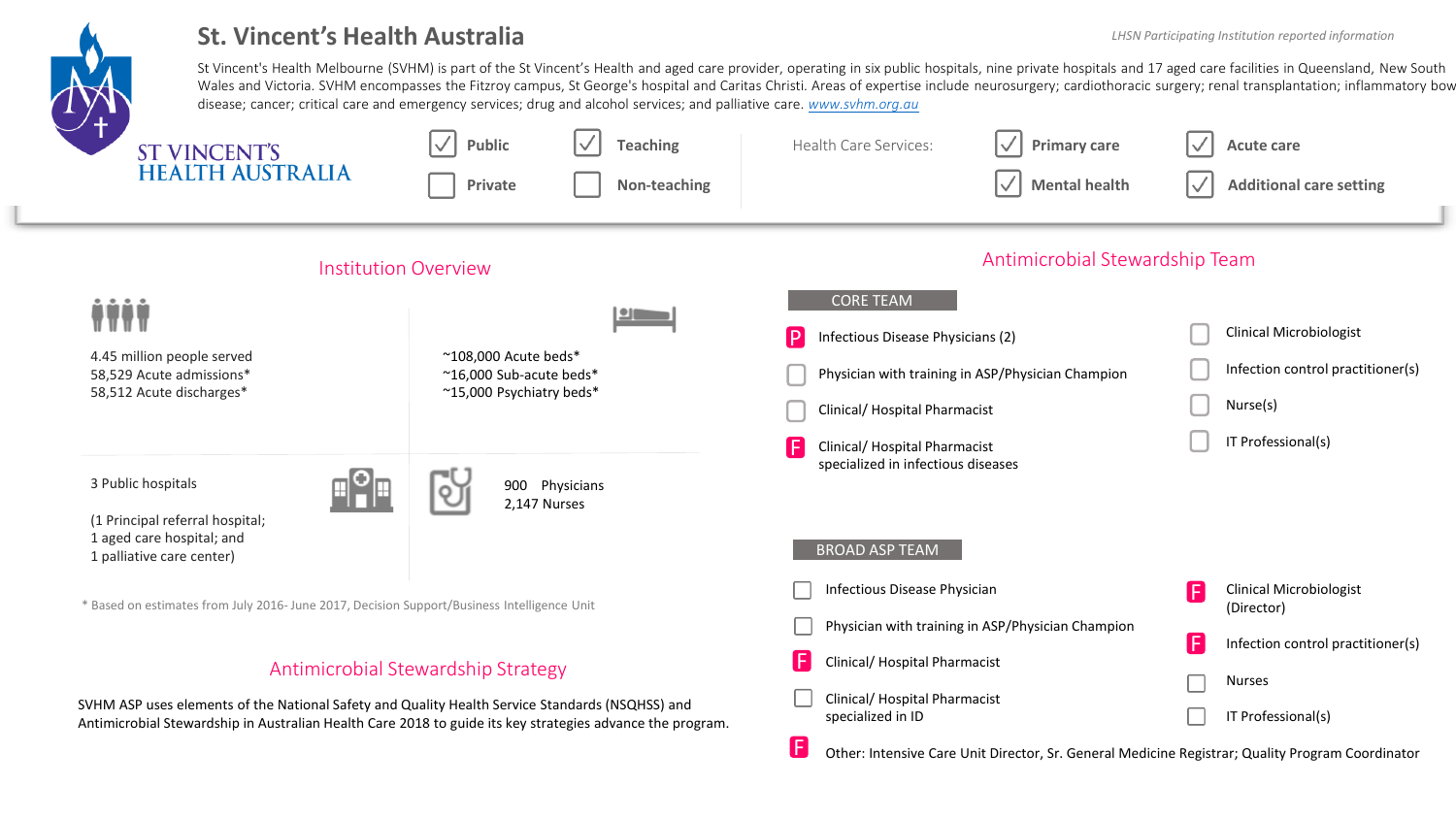# St. Vincent's Health Australia

*LHSN Participating Institution reported information*

St Vincent's Health Melbourne (SVHM) is part of the St Vincent's Health and aged care provider, operating in six public hospitals, nine private hospitals and 17 aged care facilities in Queensland, New South Wales and Victoria. SVHM encompasses the Fitzroy campus, St George's hospital and Caritas Christi. Areas of expertise include neurosurgery; cardiothoracic surgery; renal transplantation; inflammatory bowel disease; cancer; critical care and emergency services; drug and alcohol services; and palliative care. www.svhm.org.au

ST VINCENT'S HEALTH AUSTRALIA

- [x] Public
- [ ] Private
- [x] Teaching
- [ ] Non-teaching

Health Care Services:

- [x] Primary care
- [x] Mental health
- [x] Acute care
- [x] Additional care setting

## Institution Overview

4.45 million people served
58,529 Acute admissions*
58,512 Acute discharges*

~108,000 Acute beds*
~16,000 Sub-acute beds*
~15,000 Psychiatry beds*

3 Public hospitals

(1 Principal referral hospital;
1 aged care hospital; and
1 palliative care center)

900 Physicians
2,147 Nurses

\* Based on estimates from July 2016- June 2017, Decision Support/Business Intelligence Unit

## Antimicrobial Stewardship Strategy

SVHM ASP uses elements of the National Safety and Quality Health Service Standards (NSQHSS) and Antimicrobial Stewardship in Australian Health Care 2018 to guide its key strategies advance the program.

## Antimicrobial Stewardship Team

### CORE TEAM

- [P] Infectious Disease Physicians (2)
- [ ] Physician with training in ASP/Physician Champion
- [ ] Clinical/ Hospital Pharmacist
- [F] Clinical/ Hospital Pharmacist specialized in infectious diseases
- [ ] Clinical Microbiologist
- [ ] Infection control practitioner(s)
- [ ] Nurse(s)
- [ ] IT Professional(s)

### BROAD ASP TEAM

- [ ] Infectious Disease Physician
- [ ] Physician with training in ASP/Physician Champion
- [F] Clinical/ Hospital Pharmacist
- [ ] Clinical/ Hospital Pharmacist specialized in ID
- [F] Clinical Microbiologist (Director)
- [F] Infection control practitioner(s)
- [ ] Nurses
- [ ] IT Professional(s)
- [F] Other: Intensive Care Unit Director, Sr. General Medicine Registrar; Quality Program Coordinator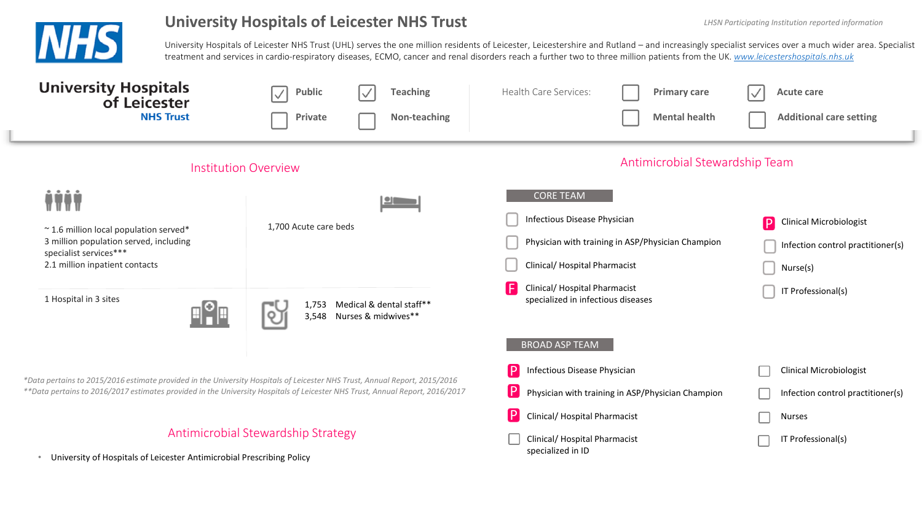# University Hospitals of Leicester NHS Trust

*LHSN Participating Institution reported information*

University Hospitals of Leicester NHS Trust (UHL) serves the one million residents of Leicester, Leicestershire and Rutland – and increasingly specialist services over a much wider area. Specialist treatment and services in cardio-respiratory diseases, ECMO, cancer and renal disorders reach a further two to three million patients from the UK. www.leicestershospitals.nhs.uk

**University Hospitals of Leicester NHS Trust**

- [x] Public
- [ ] Private
- [x] Teaching
- [ ] Non-teaching

Health Care Services:

- [ ] Primary care
- [ ] Mental health
- [x] Acute care
- [ ] Additional care setting

## Institution Overview

~ 1.6 million local population served*
3 million population served, including specialist services***
2.1 million inpatient contacts

1,700 Acute care beds

1 Hospital in 3 sites

1,753 Medical & dental staff**
3,548 Nurses & midwives**

*Data pertains to 2015/2016 estimate provided in the University Hospitals of Leicester NHS Trust, Annual Report, 2015/2016*
*\**Data pertains to 2016/2017 estimates provided in the University Hospitals of Leicester NHS Trust, Annual Report, 2016/2017*

## Antimicrobial Stewardship Strategy

- University of Hospitals of Leicester Antimicrobial Prescribing Policy

## Antimicrobial Stewardship Team

### CORE TEAM

- [ ] Infectious Disease Physician
- [ ] Physician with training in ASP/Physician Champion
- [ ] Clinical/ Hospital Pharmacist
- [F] Clinical/ Hospital Pharmacist specialized in infectious diseases
- [P] Clinical Microbiologist
- [ ] Infection control practitioner(s)
- [ ] Nurse(s)
- [ ] IT Professional(s)

### BROAD ASP TEAM

- [P] Infectious Disease Physician
- [P] Physician with training in ASP/Physician Champion
- [P] Clinical/ Hospital Pharmacist
- [ ] Clinical/ Hospital Pharmacist specialized in ID
- [ ] Clinical Microbiologist
- [ ] Infection control practitioner(s)
- [ ] Nurses
- [ ] IT Professional(s)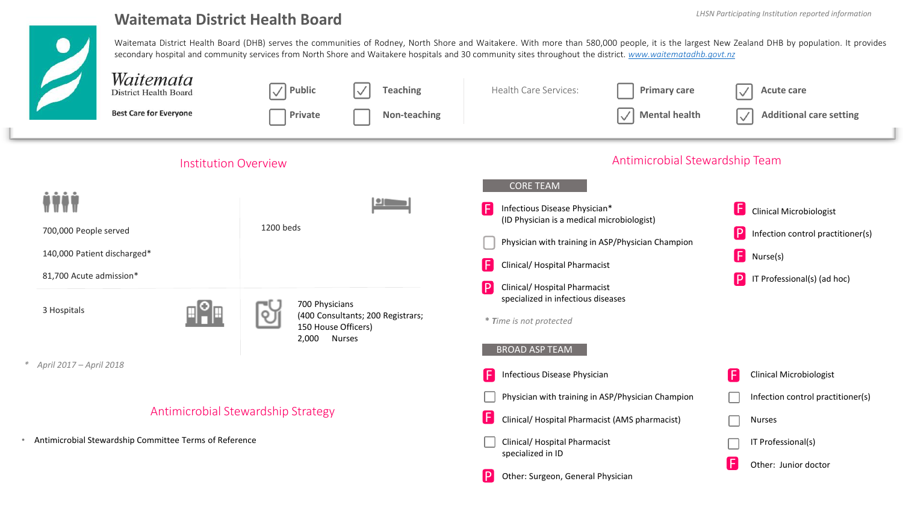# Waitemata District Health Board

*LHSN Participating Institution reported information*

Waitemata District Health Board (DHB) serves the communities of Rodney, North Shore and Waitakere. With more than 580,000 people, it is the largest New Zealand DHB by population. It provides secondary hospital and community services from North Shore and Waitakere hospitals and 30 community sites throughout the district. www.waitematadhb.govt.nz

Waitemata District Health Board
Best Care for Everyone

- [x] Public
- [ ] Private
- [x] Teaching
- [ ] Non-teaching

Health Care Services:

- [ ] Primary care
- [x] Mental health
- [x] Acute care
- [x] Additional care setting

## Institution Overview

700,000 People served

140,000 Patient discharged*

81,700 Acute admission*

1200 beds

3 Hospitals

700 Physicians
(400 Consultants; 200 Registrars; 150 House Officers)
2,000 Nurses

\* April 2017 – April 2018

## Antimicrobial Stewardship Strategy

- Antimicrobial Stewardship Committee Terms of Reference

## Antimicrobial Stewardship Team

### CORE TEAM

- F Infectious Disease Physician* (ID Physician is a medical microbiologist)
- [ ] Physician with training in ASP/Physician Champion
- F Clinical/ Hospital Pharmacist
- P Clinical/ Hospital Pharmacist specialized in infectious diseases
- F Clinical Microbiologist
- P Infection control practitioner(s)
- F Nurse(s)
- P IT Professional(s) (ad hoc)

*\* Time is not protected*

### BROAD ASP TEAM

- F Infectious Disease Physician
- [ ] Physician with training in ASP/Physician Champion
- F Clinical/ Hospital Pharmacist (AMS pharmacist)
- [ ] Clinical/ Hospital Pharmacist specialized in ID
- P Other: Surgeon, General Physician
- F Clinical Microbiologist
- [ ] Infection control practitioner(s)
- [ ] Nurses
- [ ] IT Professional(s)
- F Other: Junior doctor